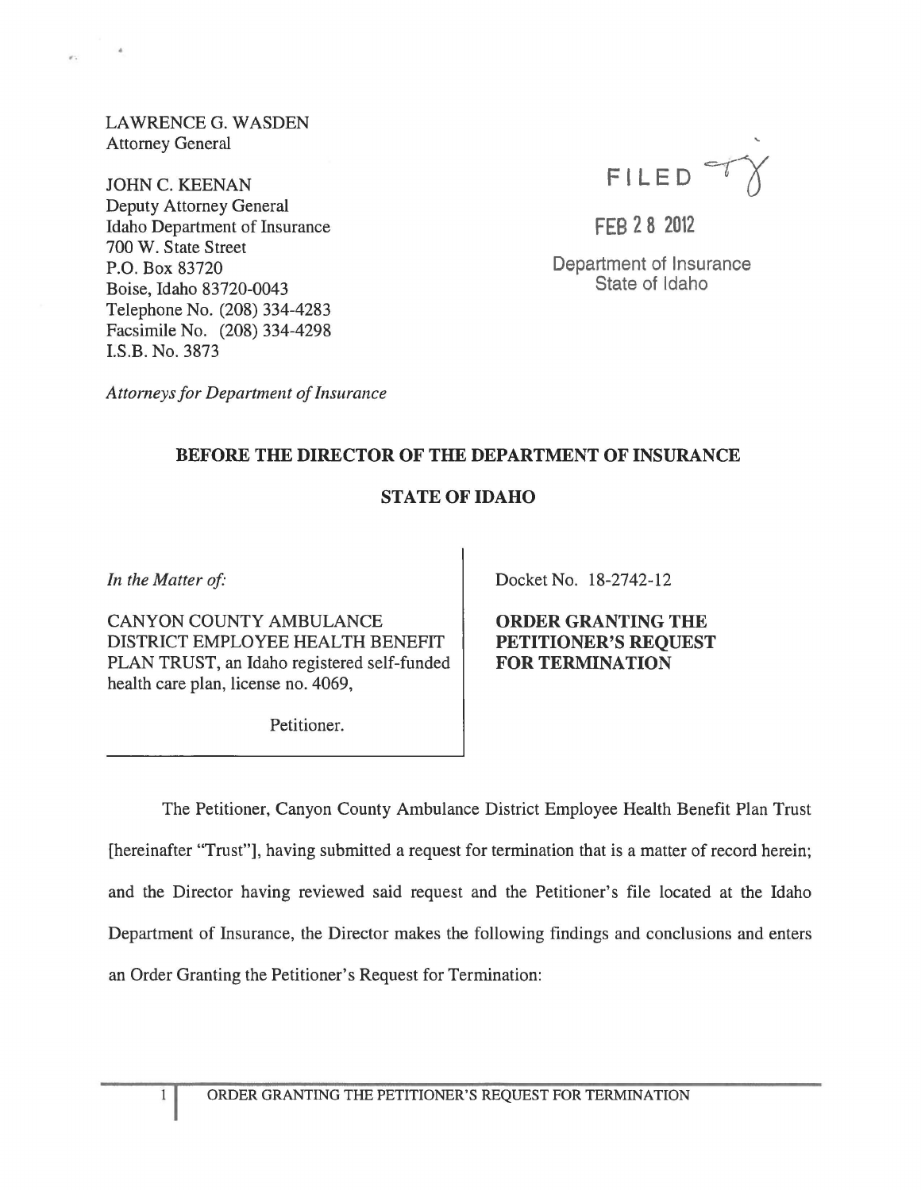LAWRENCE G. WASDEN
Attorney General

JOHN C. KEENAN
Deputy Attorney General
Idaho Department of Insurance
700 W. State Street
P.O. Box 83720
Boise, Idaho 83720-0043
Telephone No. (208) 334-4283
Facsimile No. (208) 334-4298
I.S.B. No. 3873

*Attorneys for Department of Insurance*

FILED

FEB 28 2012

Department of Insurance
State of Idaho

**BEFORE THE DIRECTOR OF THE DEPARTMENT OF INSURANCE**

**STATE OF IDAHO**

*In the Matter of:*

CANYON COUNTY AMBULANCE DISTRICT EMPLOYEE HEALTH BENEFIT PLAN TRUST, an Idaho registered self-funded health care plan, license no. 4069,

Petitioner.

Docket No. 18-2742-12

**ORDER GRANTING THE PETITIONER'S REQUEST FOR TERMINATION**

The Petitioner, Canyon County Ambulance District Employee Health Benefit Plan Trust [hereinafter "Trust"], having submitted a request for termination that is a matter of record herein; and the Director having reviewed said request and the Petitioner's file located at the Idaho Department of Insurance, the Director makes the following findings and conclusions and enters an Order Granting the Petitioner's Request for Termination: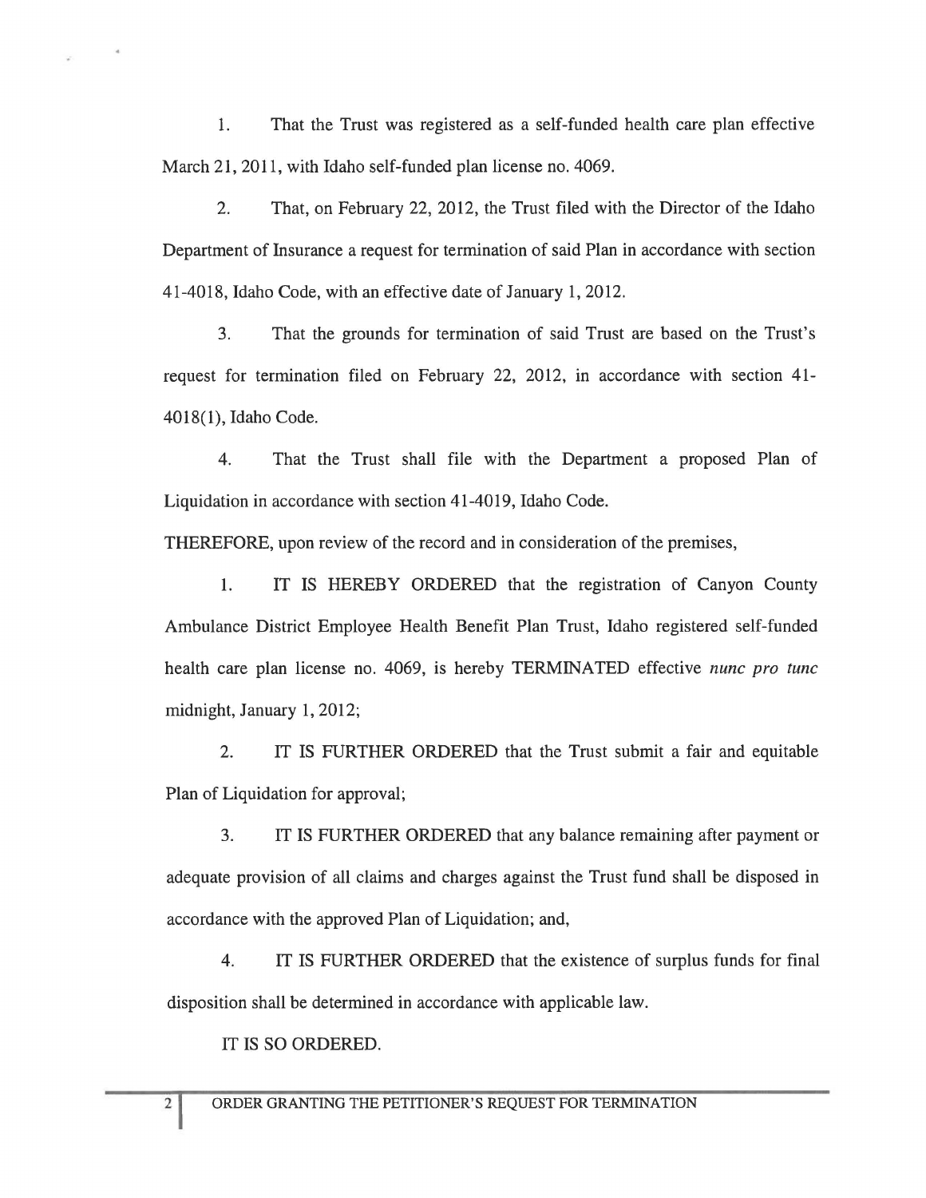1. That the Trust was registered as a self-funded health care plan effective March 21, 2011, with Idaho self-funded plan license no. 4069.

2. That, on February 22, 2012, the Trust filed with the Director of the Idaho Department of Insurance a request for termination of said Plan in accordance with section 41-4018, Idaho Code, with an effective date of January 1, 2012.

3. That the grounds for termination of said Trust are based on the Trust's request for termination filed on February 22, 2012, in accordance with section 41-4018(1), Idaho Code.

4. That the Trust shall file with the Department a proposed Plan of Liquidation in accordance with section 41-4019, Idaho Code.

THEREFORE, upon review of the record and in consideration of the premises,

1. IT IS HEREBY ORDERED that the registration of Canyon County Ambulance District Employee Health Benefit Plan Trust, Idaho registered self-funded health care plan license no. 4069, is hereby TERMINATED effective *nunc pro tunc* midnight, January 1, 2012;

2. IT IS FURTHER ORDERED that the Trust submit a fair and equitable Plan of Liquidation for approval;

3. IT IS FURTHER ORDERED that any balance remaining after payment or adequate provision of all claims and charges against the Trust fund shall be disposed in accordance with the approved Plan of Liquidation; and,

4. IT IS FURTHER ORDERED that the existence of surplus funds for final disposition shall be determined in accordance with applicable law.

IT IS SO ORDERED.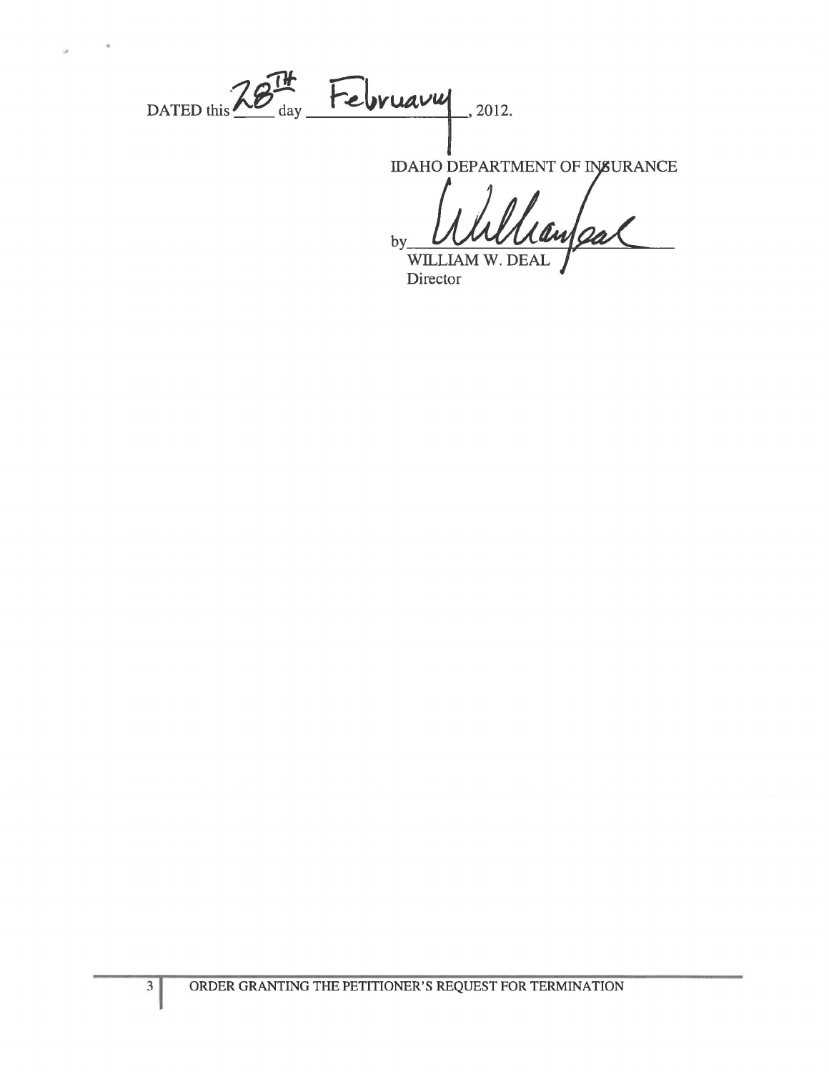DATED this 28TH day February, 2012.

IDAHO DEPARTMENT OF INSURANCE

by WilliamDeal
WILLIAM W. DEAL
Director